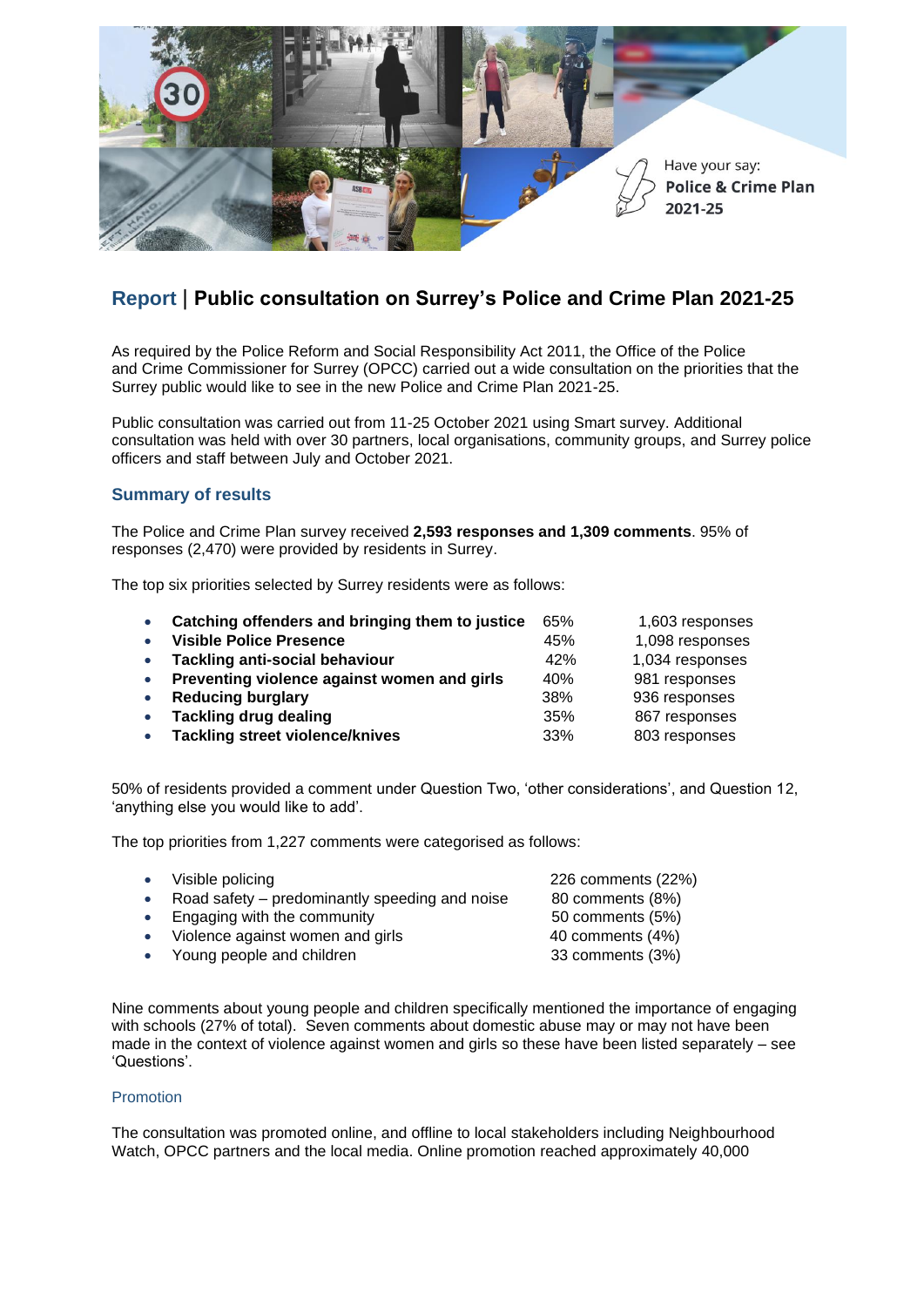Have your say: **Police & Crime Plan 2021-25**

# Report | Public consultation on Surrey's Police and Crime Plan 2021-25

As required by the Police Reform and Social Responsibility Act 2011, the Office of the Police and Crime Commissioner for Surrey (OPCC) carried out a wide consultation on the priorities that the Surrey public would like to see in the new Police and Crime Plan 2021-25.

Public consultation was carried out from 11-25 October 2021 using Smart survey. Additional consultation was held with over 30 partners, local organisations, community groups, and Surrey police officers and staff between July and October 2021.

## Summary of results

The Police and Crime Plan survey received **2,593 responses and 1,309 comments**. 95% of responses (2,470) were provided by residents in Surrey.

The top six priorities selected by Surrey residents were as follows:

- **Catching offenders and bringing them to justice** 65% 1,603 responses
- **Visible Police Presence** 45% 1,098 responses
- **Tackling anti-social behaviour** 42% 1,034 responses
- **Preventing violence against women and girls** 40% 981 responses
- **Reducing burglary** 38% 936 responses
- **Tackling drug dealing** 35% 867 responses
- **Tackling street violence/knives** 33% 803 responses

50% of residents provided a comment under Question Two, 'other considerations', and Question 12, 'anything else you would like to add'.

The top priorities from 1,227 comments were categorised as follows:

- Visible policing 226 comments (22%)
- Road safety – predominantly speeding and noise 80 comments (8%)
- Engaging with the community 50 comments (5%)
- Violence against women and girls 40 comments (4%)
- Young people and children 33 comments (3%)

Nine comments about young people and children specifically mentioned the importance of engaging with schools (27% of total). Seven comments about domestic abuse may or may not have been made in the context of violence against women and girls so these have been listed separately – see 'Questions'.

### Promotion

The consultation was promoted online, and offline to local stakeholders including Neighbourhood Watch, OPCC partners and the local media. Online promotion reached approximately 40,000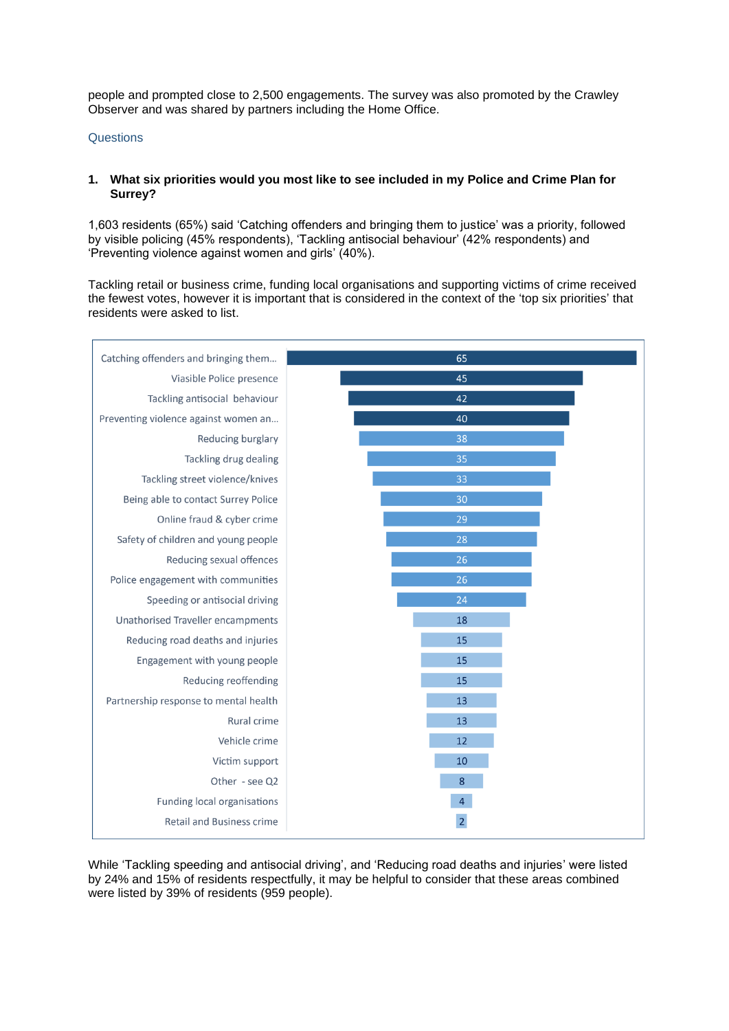people and prompted close to 2,500 engagements. The survey was also promoted by the Crawley Observer and was shared by partners including the Home Office.

## Questions

### 1. What six priorities would you most like to see included in my Police and Crime Plan for Surrey?

1,603 residents (65%) said ‘Catching offenders and bringing them to justice’ was a priority, followed by visible policing (45% respondents), ‘Tackling antisocial behaviour’ (42% respondents) and ‘Preventing violence against women and girls’ (40%).

Tackling retail or business crime, funding local organisations and supporting victims of crime received the fewest votes, however it is important that is considered in the context of the ‘top six priorities’ that residents were asked to list.

| Priority | % |
|---|---|
| Catching offenders and bringing them... | 65 |
| Viasible Police presence | 45 |
| Tackling antisocial behaviour | 42 |
| Preventing violence against women an... | 40 |
| Reducing burglary | 38 |
| Tackling drug dealing | 35 |
| Tackling street violence/knives | 33 |
| Being able to contact Surrey Police | 30 |
| Online fraud & cyber crime | 29 |
| Safety of children and young people | 28 |
| Reducing sexual offences | 26 |
| Police engagement with communities | 26 |
| Speeding or antisocial driving | 24 |
| Unathorised Traveller encampments | 18 |
| Reducing road deaths and injuries | 15 |
| Engagement with young people | 15 |
| Reducing reoffending | 15 |
| Partnership response to mental health | 13 |
| Rural crime | 13 |
| Vehicle crime | 12 |
| Victim support | 10 |
| Other - see Q2 | 8 |
| Funding local organisations | 4 |
| Retail and Business crime | 2 |

While ‘Tackling speeding and antisocial driving’, and ‘Reducing road deaths and injuries’ were listed by 24% and 15% of residents respectfully, it may be helpful to consider that these areas combined were listed by 39% of residents (959 people).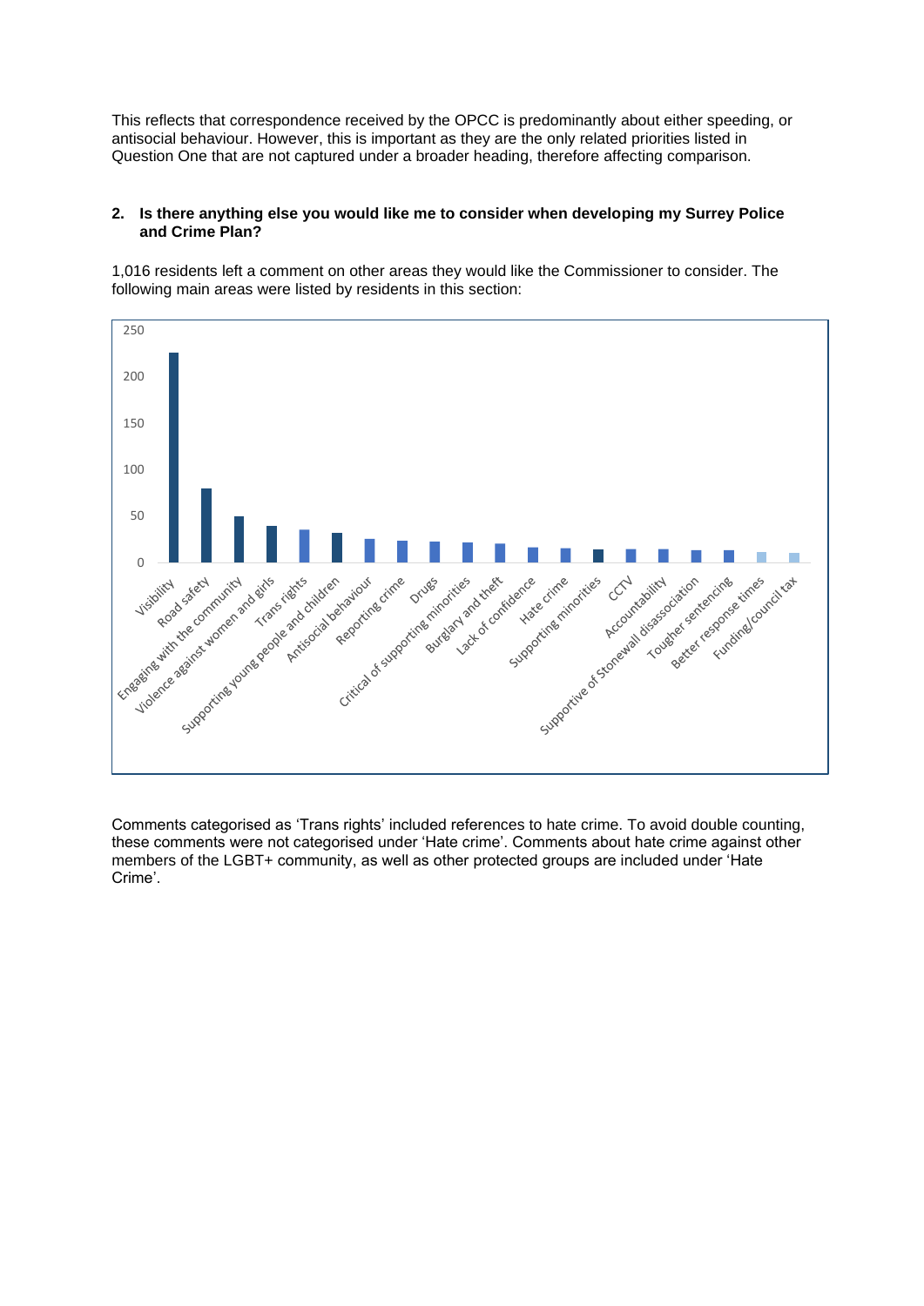This reflects that correspondence received by the OPCC is predominantly about either speeding, or antisocial behaviour. However, this is important as they are the only related priorities listed in Question One that are not captured under a broader heading, therefore affecting comparison.

**2. Is there anything else you would like me to consider when developing my Surrey Police and Crime Plan?**

1,016 residents left a comment on other areas they would like the Commissioner to consider. The following main areas were listed by residents in this section:

Comments categorised as 'Trans rights' included references to hate crime. To avoid double counting, these comments were not categorised under 'Hate crime'. Comments about hate crime against other members of the LGBT+ community, as well as other protected groups are included under 'Hate Crime'.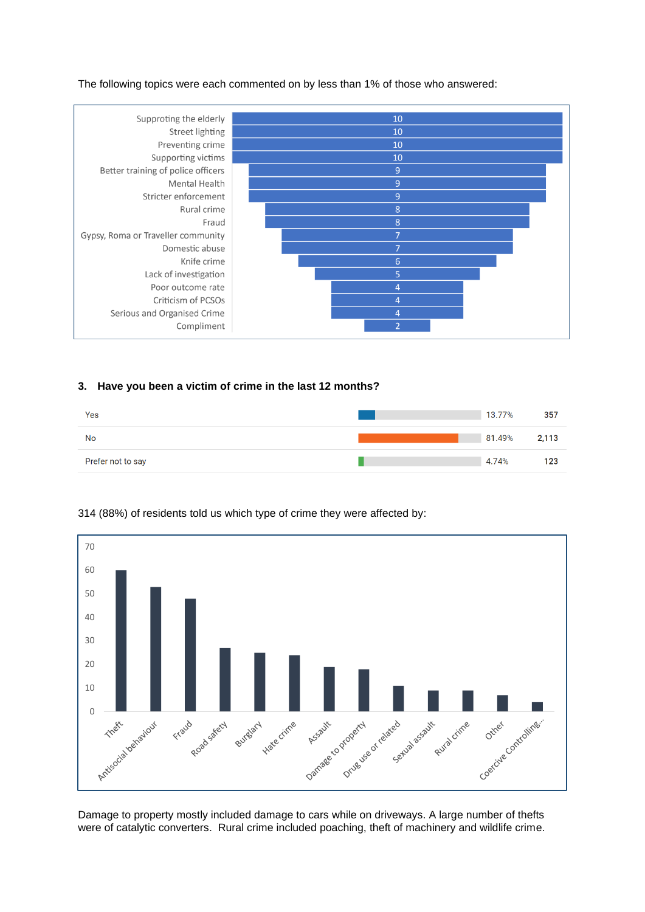The following topics were each commented on by less than 1% of those who answered:

| Topic | Count |
|---|---|
| Supproting the elderly | 10 |
| Street lighting | 10 |
| Preventing crime | 10 |
| Supporting victims | 10 |
| Better training of police officers | 9 |
| Mental Health | 9 |
| Stricter enforcement | 9 |
| Rural crime | 8 |
| Fraud | 8 |
| Gypsy, Roma or Traveller community | 7 |
| Domestic abuse | 7 |
| Knife crime | 6 |
| Lack of investigation | 5 |
| Poor outcome rate | 4 |
| Criticism of PCSOs | 4 |
| Serious and Organised Crime | 4 |
| Compliment | 2 |

### 3. Have you been a victim of crime in the last 12 months?

| Answer | Percentage | Count |
|---|---|---|
| Yes | 13.77% | 357 |
| No | 81.49% | 2,113 |
| Prefer not to say | 4.74% | 123 |

314 (88%) of residents told us which type of crime they were affected by:

| Crime type | Approx. count |
|---|---|
| Theft | 60 |
| Antisocial behaviour | 53 |
| Fraud | 48 |
| Road safety | 27 |
| Burglary | 25 |
| Hate crime | 24 |
| Assault | 19 |
| Damage to property | 18 |
| Drug use or related | 11 |
| Sexual assault | 9 |
| Rural crime | 9 |
| Other | 7 |
| Coercive Controlling... | 4 |

Damage to property mostly included damage to cars while on driveways. A large number of thefts were of catalytic converters. Rural crime included poaching, theft of machinery and wildlife crime.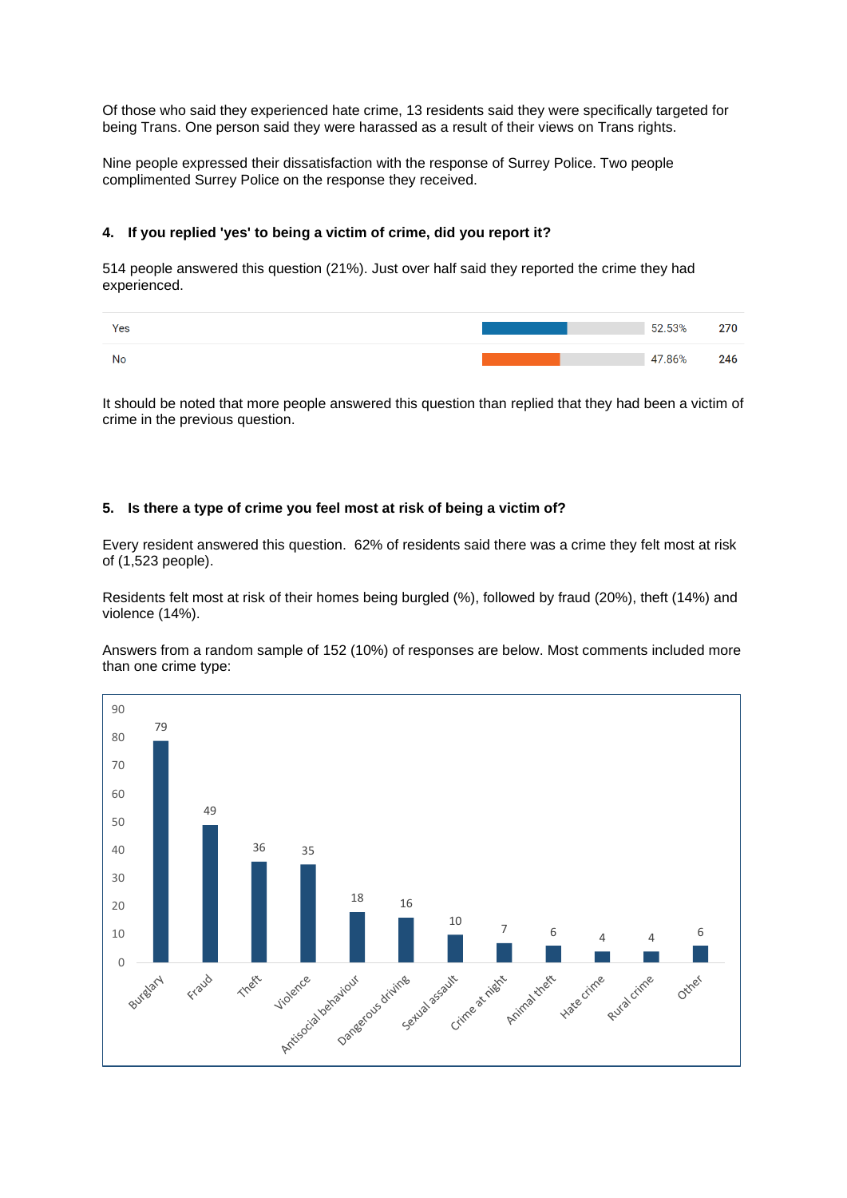Of those who said they experienced hate crime, 13 residents said they were specifically targeted for being Trans. One person said they were harassed as a result of their views on Trans rights.

Nine people expressed their dissatisfaction with the response of Surrey Police. Two people complimented Surrey Police on the response they received.

#### 4. If you replied 'yes' to being a victim of crime, did you report it?

514 people answered this question (21%). Just over half said they reported the crime they had experienced.

| Answer | Percentage | Count |
|---|---|---|
| Yes | 52.53% | 270 |
| No | 47.86% | 246 |

It should be noted that more people answered this question than replied that they had been a victim of crime in the previous question.

#### 5. Is there a type of crime you feel most at risk of being a victim of?

Every resident answered this question. 62% of residents said there was a crime they felt most at risk of (1,523 people).

Residents felt most at risk of their homes being burgled (%), followed by fraud (20%), theft (14%) and violence (14%).

Answers from a random sample of 152 (10%) of responses are below. Most comments included more than one crime type:

| Crime type | Count |
|---|---|
| Burglary | 79 |
| Fraud | 49 |
| Theft | 36 |
| Violence | 35 |
| Antisocial behaviour | 18 |
| Dangerous driving | 16 |
| Sexual assault | 10 |
| Crime at night | 7 |
| Animal theft | 6 |
| Hate crime | 4 |
| Rural crime | 4 |
| Other | 6 |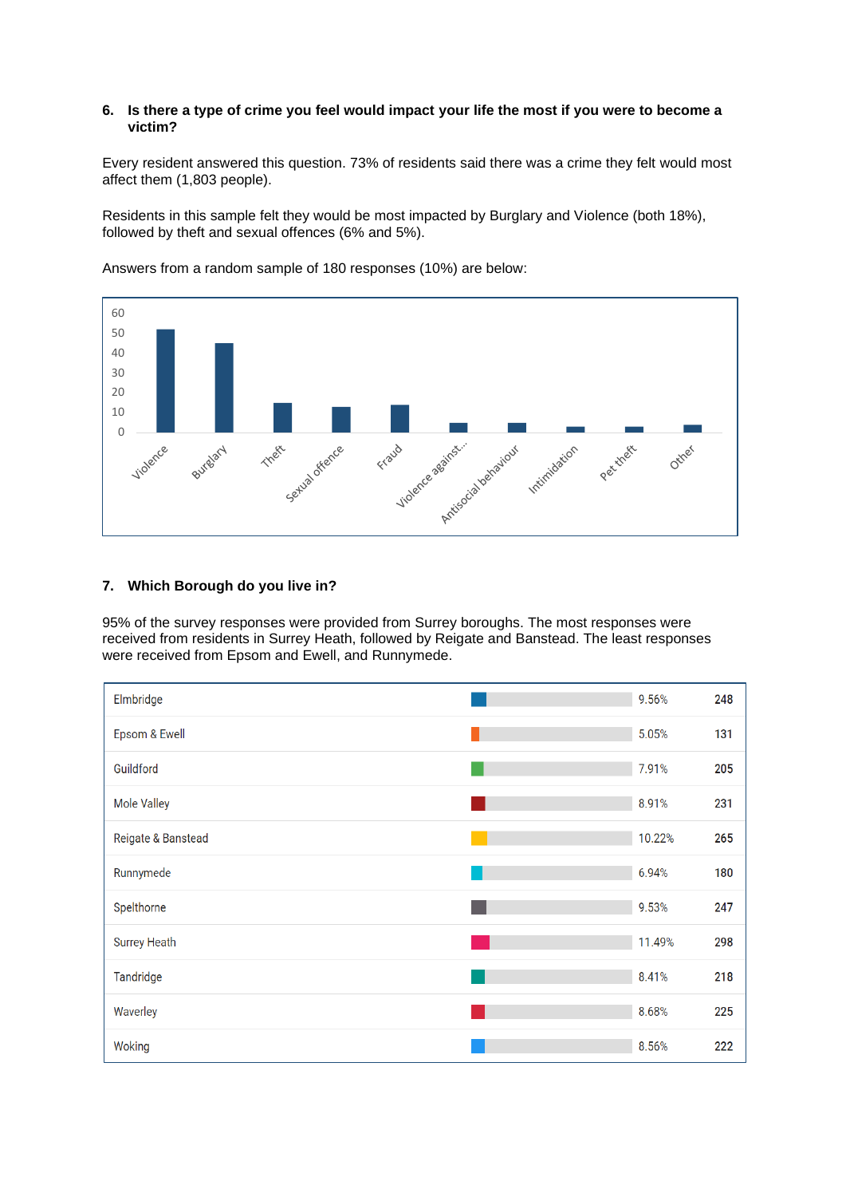**6. Is there a type of crime you feel would impact your life the most if you were to become a victim?**

Every resident answered this question. 73% of residents said there was a crime they felt would most affect them (1,803 people).

Residents in this sample felt they would be most impacted by Burglary and Violence (both 18%), followed by theft and sexual offences (6% and 5%).

Answers from a random sample of 180 responses (10%) are below:

**7. Which Borough do you live in?**

95% of the survey responses were provided from Surrey boroughs. The most responses were received from residents in Surrey Heath, followed by Reigate and Banstead. The least responses were received from Epsom and Ewell, and Runnymede.

| Borough | Percentage | Responses |
|---|---|---|
| Elmbridge | 9.56% | 248 |
| Epsom & Ewell | 5.05% | 131 |
| Guildford | 7.91% | 205 |
| Mole Valley | 8.91% | 231 |
| Reigate & Banstead | 10.22% | 265 |
| Runnymede | 6.94% | 180 |
| Spelthorne | 9.53% | 247 |
| Surrey Heath | 11.49% | 298 |
| Tandridge | 8.41% | 218 |
| Waverley | 8.68% | 225 |
| Woking | 8.56% | 222 |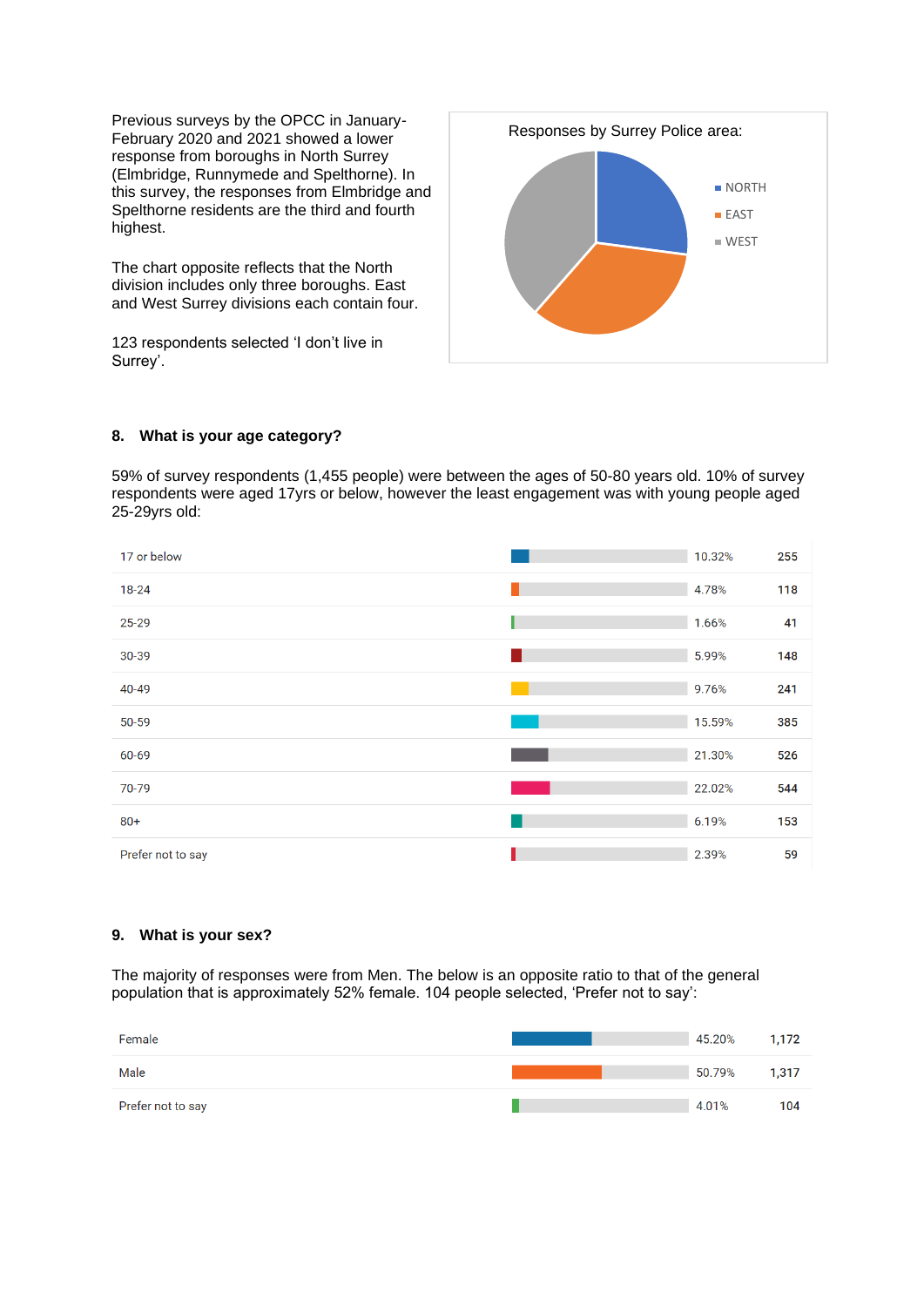Previous surveys by the OPCC in January-February 2020 and 2021 showed a lower response from boroughs in North Surrey (Elmbridge, Runnymede and Spelthorne). In this survey, the responses from Elmbridge and Spelthorne residents are the third and fourth highest.

The chart opposite reflects that the North division includes only three boroughs. East and West Surrey divisions each contain four.

123 respondents selected 'I don't live in Surrey'.

Responses by Surrey Police area:

- NORTH
- EAST
- WEST

### 8. What is your age category?

59% of survey respondents (1,455 people) were between the ages of 50-80 years old. 10% of survey respondents were aged 17yrs or below, however the least engagement was with young people aged 25-29yrs old:

| Age | % | Count |
|---|---|---|
| 17 or below | 10.32% | 255 |
| 18-24 | 4.78% | 118 |
| 25-29 | 1.66% | 41 |
| 30-39 | 5.99% | 148 |
| 40-49 | 9.76% | 241 |
| 50-59 | 15.59% | 385 |
| 60-69 | 21.30% | 526 |
| 70-79 | 22.02% | 544 |
| 80+ | 6.19% | 153 |
| Prefer not to say | 2.39% | 59 |

### 9. What is your sex?

The majority of responses were from Men. The below is an opposite ratio to that of the general population that is approximately 52% female. 104 people selected, 'Prefer not to say':

| Sex | % | Count |
|---|---|---|
| Female | 45.20% | 1,172 |
| Male | 50.79% | 1,317 |
| Prefer not to say | 4.01% | 104 |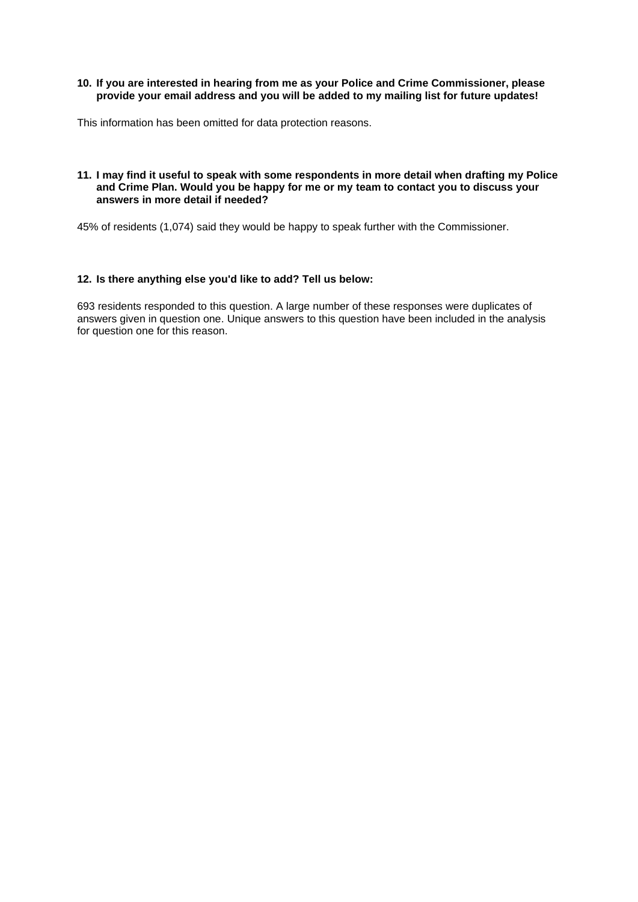**10. If you are interested in hearing from me as your Police and Crime Commissioner, please provide your email address and you will be added to my mailing list for future updates!**

This information has been omitted for data protection reasons.

**11. I may find it useful to speak with some respondents in more detail when drafting my Police and Crime Plan. Would you be happy for me or my team to contact you to discuss your answers in more detail if needed?**

45% of residents (1,074) said they would be happy to speak further with the Commissioner.

**12. Is there anything else you'd like to add? Tell us below:**

693 residents responded to this question. A large number of these responses were duplicates of answers given in question one. Unique answers to this question have been included in the analysis for question one for this reason.